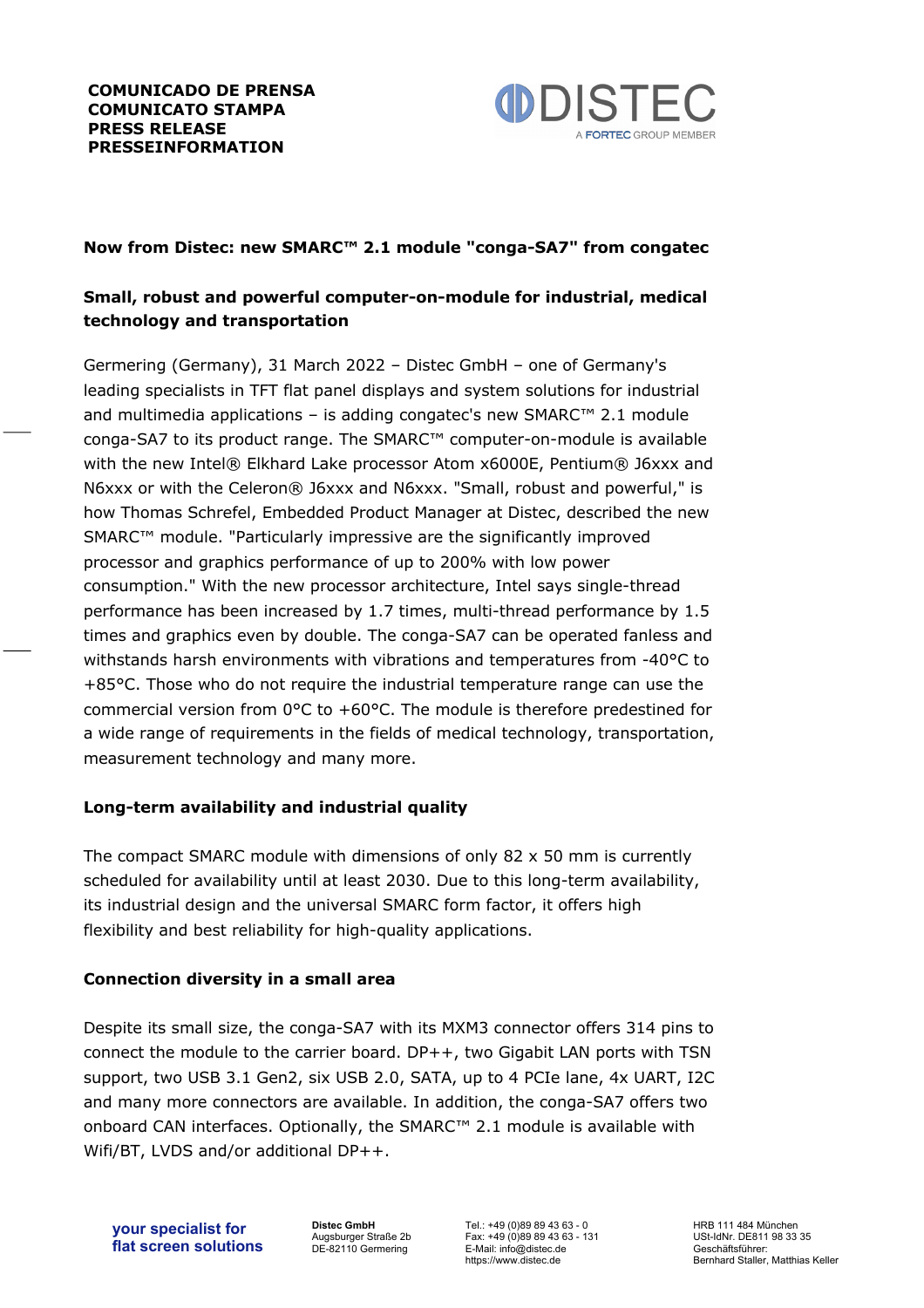**COMUNICADO DE PRENSA**
**COMUNICATO STAMPA**
**PRESS RELEASE**
**PRESSEINFORMATION**

DISTEC
A FORTEC GROUP MEMBER

## Now from Distec: new SMARC™ 2.1 module "conga-SA7" from congatec

### Small, robust and powerful computer-on-module for industrial, medical technology and transportation

Germering (Germany), 31 March 2022 – Distec GmbH – one of Germany's leading specialists in TFT flat panel displays and system solutions for industrial and multimedia applications – is adding congatec's new SMARC™ 2.1 module conga-SA7 to its product range. The SMARC™ computer-on-module is available with the new Intel® Elkhard Lake processor Atom x6000E, Pentium® J6xxx and N6xxx or with the Celeron® J6xxx and N6xxx. "Small, robust and powerful," is how Thomas Schrefel, Embedded Product Manager at Distec, described the new SMARC™ module. "Particularly impressive are the significantly improved processor and graphics performance of up to 200% with low power consumption." With the new processor architecture, Intel says single-thread performance has been increased by 1.7 times, multi-thread performance by 1.5 times and graphics even by double. The conga-SA7 can be operated fanless and withstands harsh environments with vibrations and temperatures from -40°C to +85°C. Those who do not require the industrial temperature range can use the commercial version from 0°C to +60°C. The module is therefore predestined for a wide range of requirements in the fields of medical technology, transportation, measurement technology and many more.

### Long-term availability and industrial quality

The compact SMARC module with dimensions of only 82 x 50 mm is currently scheduled for availability until at least 2030. Due to this long-term availability, its industrial design and the universal SMARC form factor, it offers high flexibility and best reliability for high-quality applications.

### Connection diversity in a small area

Despite its small size, the conga-SA7 with its MXM3 connector offers 314 pins to connect the module to the carrier board. DP++, two Gigabit LAN ports with TSN support, two USB 3.1 Gen2, six USB 2.0, SATA, up to 4 PCIe lane, 4x UART, I2C and many more connectors are available. In addition, the conga-SA7 offers two onboard CAN interfaces. Optionally, the SMARC™ 2.1 module is available with Wifi/BT, LVDS and/or additional DP++.

**your specialist for flat screen solutions**

**Distec GmbH**
Augsburger Straße 2b
DE-82110 Germering

Tel.: +49 (0)89 89 43 63 - 0
Fax: +49 (0)89 89 43 63 - 131
E-Mail: info@distec.de
https://www.distec.de

HRB 111 484 München
USt-IdNr. DE811 98 33 35
Geschäftsführer:
Bernhard Staller, Matthias Keller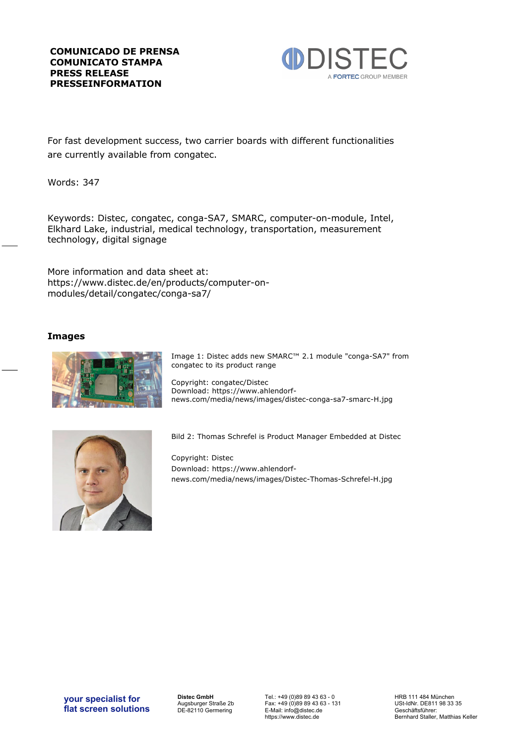**COMUNICADO DE PRENSA**
**COMUNICATO STAMPA**
**PRESS RELEASE**
**PRESSEINFORMATION**

For fast development success, two carrier boards with different functionalities are currently available from congatec.

Words: 347

Keywords: Distec, congatec, conga-SA7, SMARC, computer-on-module, Intel, Elkhard Lake, industrial, medical technology, transportation, measurement technology, digital signage

More information and data sheet at:
https://www.distec.de/en/products/computer-on-modules/detail/congatec/conga-sa7/

## Images

Image 1: Distec adds new SMARC™ 2.1 module "conga-SA7" from congatec to its product range

Copyright: congatec/Distec
Download: https://www.ahlendorf-news.com/media/news/images/distec-conga-sa7-smarc-H.jpg

Bild 2: Thomas Schrefel is Product Manager Embedded at Distec

Copyright: Distec
Download: https://www.ahlendorf-news.com/media/news/images/Distec-Thomas-Schrefel-H.jpg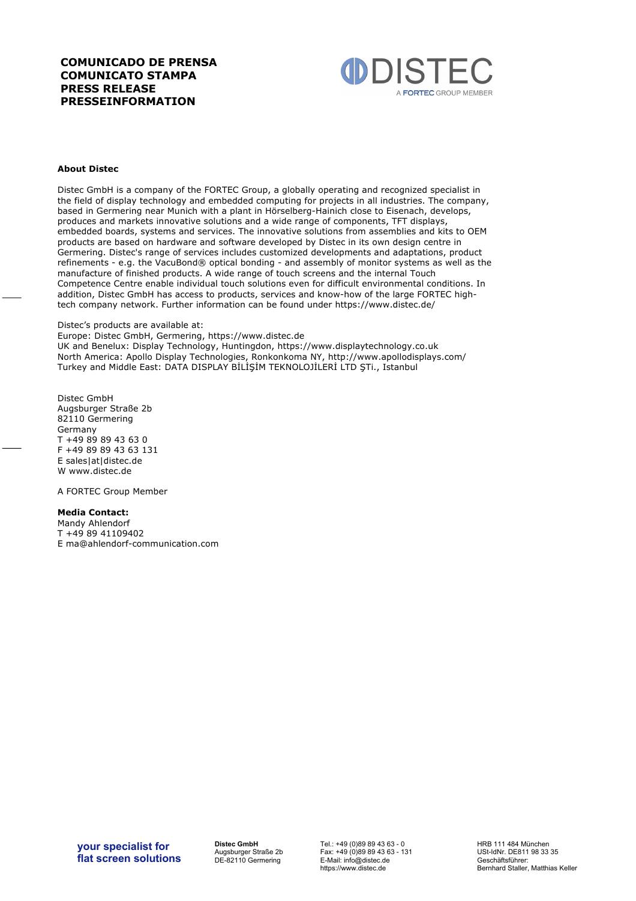**COMUNICADO DE PRENSA**
**COMUNICATO STAMPA**
**PRESS RELEASE**
**PRESSEINFORMATION**

## About Distec

Distec GmbH is a company of the FORTEC Group, a globally operating and recognized specialist in the field of display technology and embedded computing for projects in all industries. The company, based in Germering near Munich with a plant in Hörselberg-Hainich close to Eisenach, develops, produces and markets innovative solutions and a wide range of components, TFT displays, embedded boards, systems and services. The innovative solutions from assemblies and kits to OEM products are based on hardware and software developed by Distec in its own design centre in Germering. Distec's range of services includes customized developments and adaptations, product refinements - e.g. the VacuBond® optical bonding - and assembly of monitor systems as well as the manufacture of finished products. A wide range of touch screens and the internal Touch Competence Centre enable individual touch solutions even for difficult environmental conditions. In addition, Distec GmbH has access to products, services and know-how of the large FORTEC high-tech company network. Further information can be found under https://www.distec.de/

Distec's products are available at:
Europe: Distec GmbH, Germering, https://www.distec.de
UK and Benelux: Display Technology, Huntingdon, https://www.displaytechnology.co.uk
North America: Apollo Display Technologies, Ronkonkoma NY, http://www.apollodisplays.com/
Turkey and Middle East: DATA DISPLAY BİLİŞİM TEKNOLOJİLERİ LTD ŞTi., Istanbul

Distec GmbH
Augsburger Straße 2b
82110 Germering
Germany
T +49 89 89 43 63 0
F +49 89 89 43 63 131
E sales|at|distec.de
W www.distec.de

A FORTEC Group Member

**Media Contact:**
Mandy Ahlendorf
T +49 89 41109402
E ma@ahlendorf-communication.com

**your specialist for flat screen solutions**

**Distec GmbH**
Augsburger Straße 2b
DE-82110 Germering

Tel.: +49 (0)89 89 43 63 - 0
Fax: +49 (0)89 89 43 63 - 131
E-Mail: info@distec.de
https://www.distec.de

HRB 111 484 München
USt-IdNr. DE811 98 33 35
Geschäftsführer:
Bernhard Staller, Matthias Keller